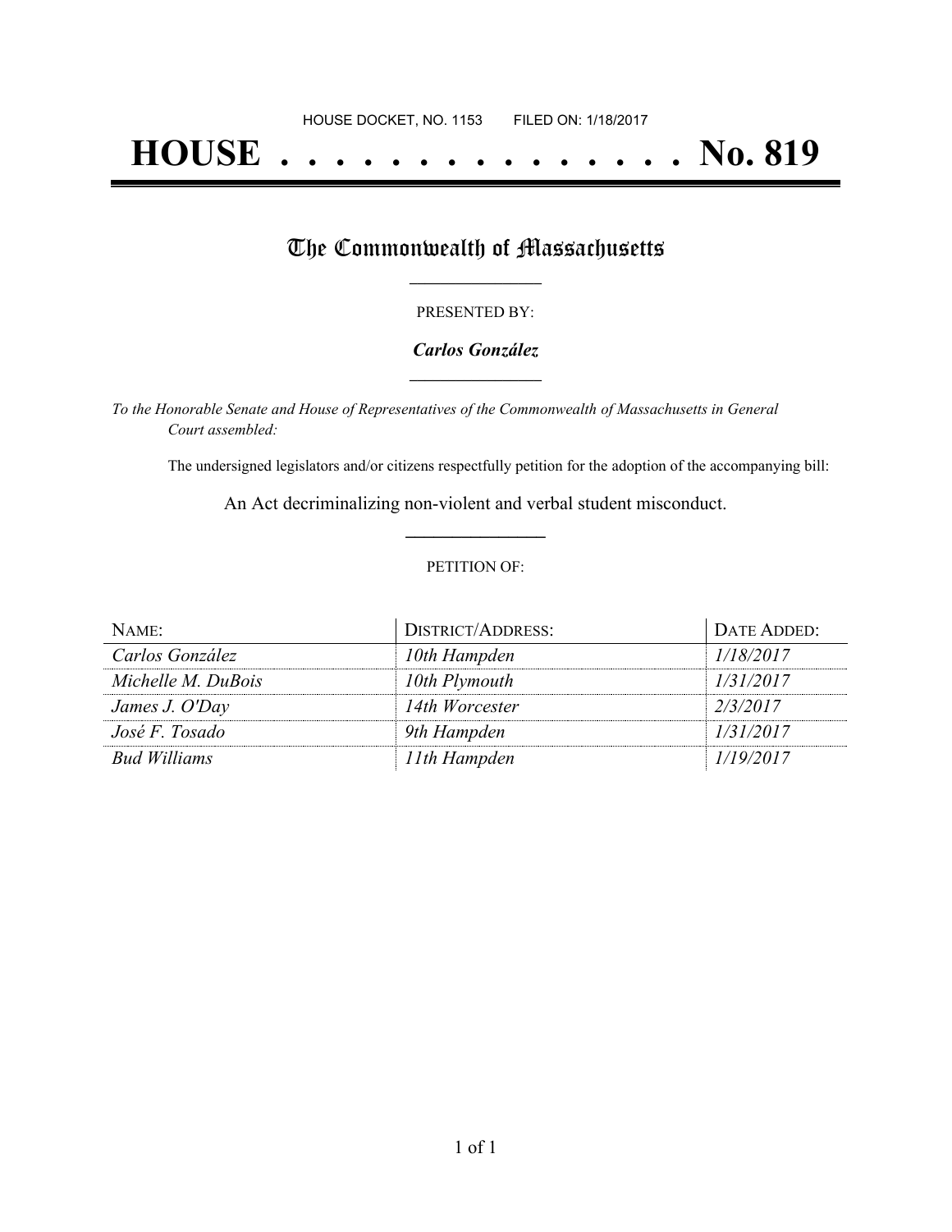HOUSE DOCKET, NO. 1153        FILED ON: 1/18/2017

# HOUSE . . . . . . . . . . . . . . . No. 819

## The Commonwealth of Massachusetts

PRESENTED BY:

***Carlos González***

*To the Honorable Senate and House of Representatives of the Commonwealth of Massachusetts in General Court assembled:*

The undersigned legislators and/or citizens respectfully petition for the adoption of the accompanying bill:

An Act decriminalizing non-violent and verbal student misconduct.

PETITION OF:

| NAME: | DISTRICT/ADDRESS: | DATE ADDED: |
|---|---|---|
| *Carlos González* | *10th Hampden* | *1/18/2017* |
| *Michelle M. DuBois* | *10th Plymouth* | *1/31/2017* |
| *James J. O'Day* | *14th Worcester* | *2/3/2017* |
| *José F. Tosado* | *9th Hampden* | *1/31/2017* |
| *Bud Williams* | *11th Hampden* | *1/19/2017* |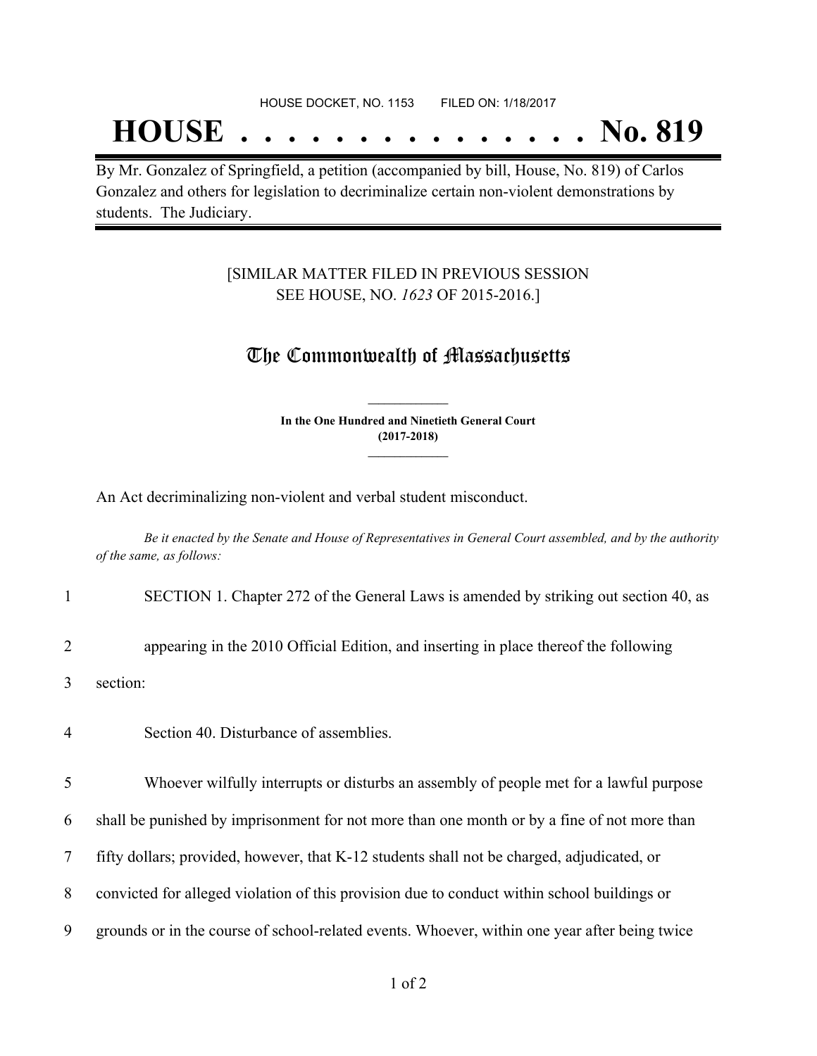HOUSE DOCKET, NO. 1153 FILED ON: 1/18/2017

# HOUSE . . . . . . . . . . . . . . . No. 819

By Mr. Gonzalez of Springfield, a petition (accompanied by bill, House, No. 819) of Carlos Gonzalez and others for legislation to decriminalize certain non-violent demonstrations by students. The Judiciary.

[SIMILAR MATTER FILED IN PREVIOUS SESSION SEE HOUSE, NO. *1623* OF 2015-2016.]

## The Commonwealth of Massachusetts

**In the One Hundred and Ninetieth General Court (2017-2018)**

An Act decriminalizing non-violent and verbal student misconduct.

*Be it enacted by the Senate and House of Representatives in General Court assembled, and by the authority of the same, as follows:*

1 SECTION 1. Chapter 272 of the General Laws is amended by striking out section 40, as

2 appearing in the 2010 Official Edition, and inserting in place thereof the following

3 section:

4 Section 40. Disturbance of assemblies.

5 Whoever wilfully interrupts or disturbs an assembly of people met for a lawful purpose

6 shall be punished by imprisonment for not more than one month or by a fine of not more than

7 fifty dollars; provided, however, that K-12 students shall not be charged, adjudicated, or

8 convicted for alleged violation of this provision due to conduct within school buildings or

9 grounds or in the course of school-related events. Whoever, within one year after being twice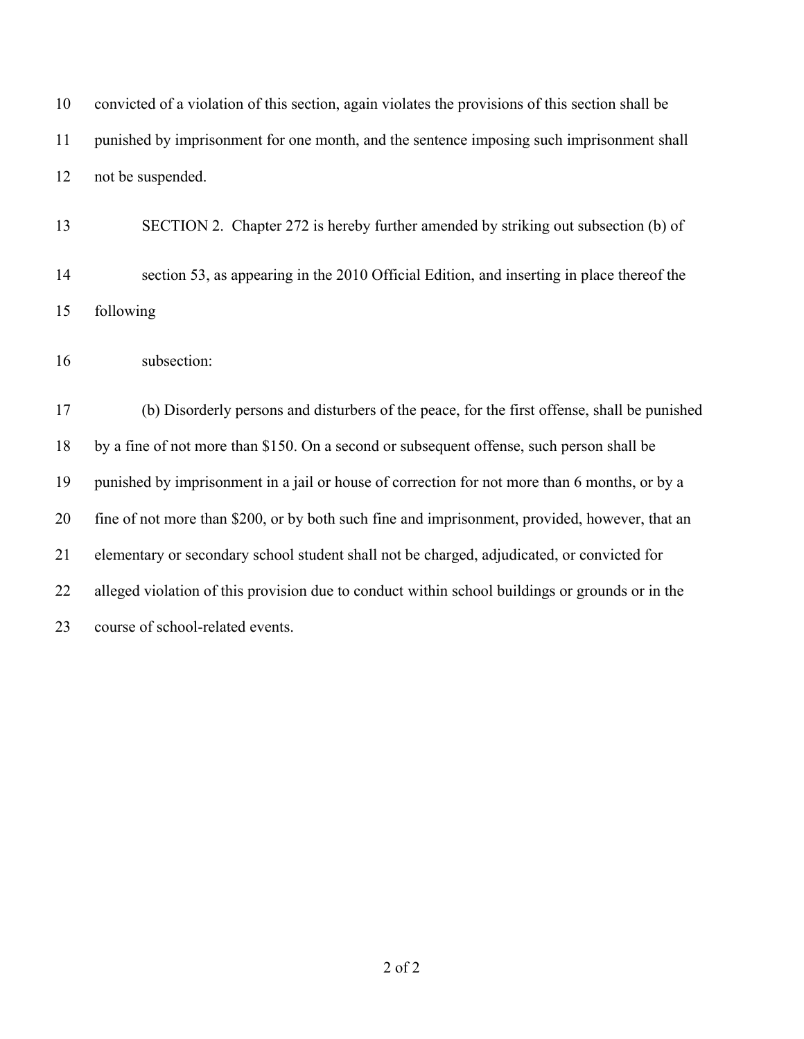convicted of a violation of this section, again violates the provisions of this section shall be punished by imprisonment for one month, and the sentence imposing such imprisonment shall not be suspended.

SECTION 2. Chapter 272 is hereby further amended by striking out subsection (b) of section 53, as appearing in the 2010 Official Edition, and inserting in place thereof the following subsection:

(b) Disorderly persons and disturbers of the peace, for the first offense, shall be punished by a fine of not more than $150. On a second or subsequent offense, such person shall be punished by imprisonment in a jail or house of correction for not more than 6 months, or by a fine of not more than $200, or by both such fine and imprisonment, provided, however, that an elementary or secondary school student shall not be charged, adjudicated, or convicted for alleged violation of this provision due to conduct within school buildings or grounds or in the course of school-related events.